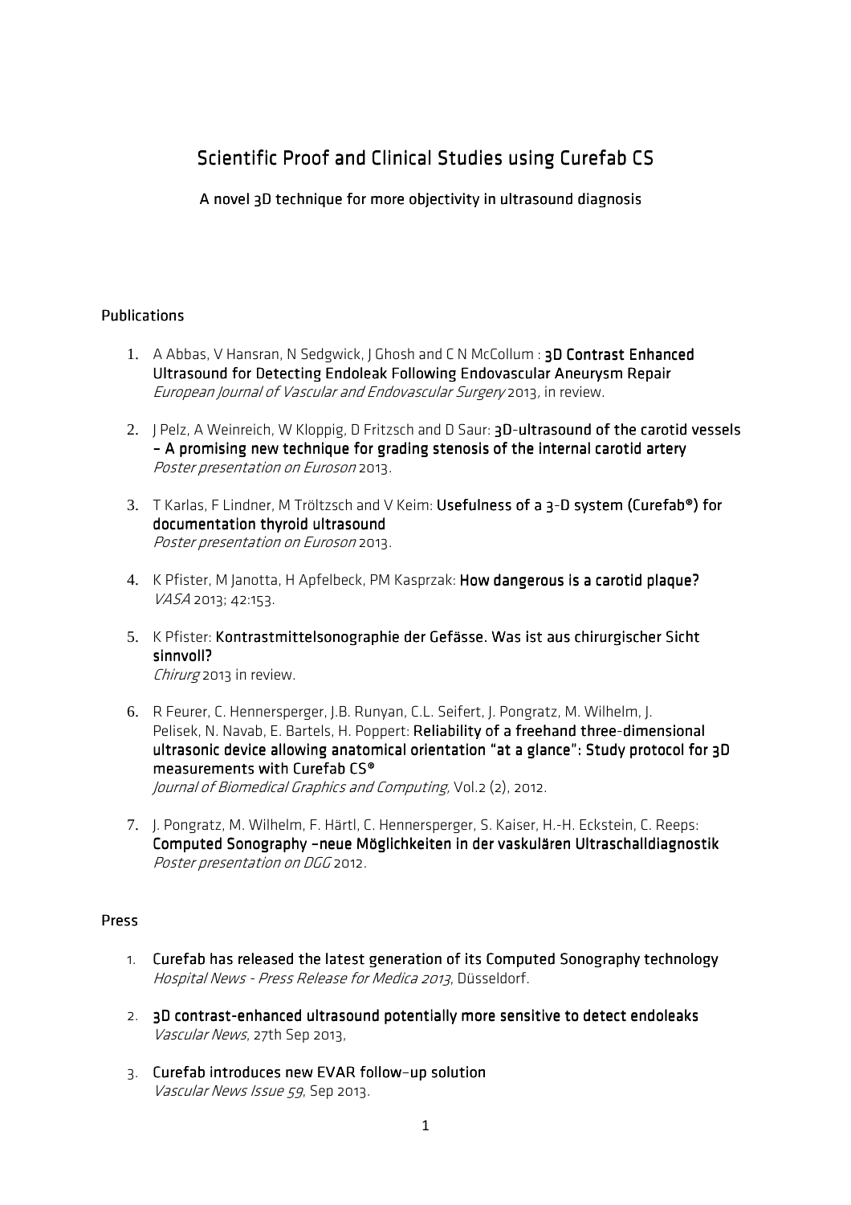# Scientific Proof and Clinical Studies using Curefab CS

A novel 3D technique for more objectivity in ultrasound diagnosis

## Publications

1. A Abbas, V Hansran, N Sedgwick, J Ghosh and C N McCollum : **3D Contrast Enhanced Ultrasound for Detecting Endoleak Following Endovascular Aneurysm Repair**
   *European Journal of Vascular and Endovascular Surgery* 2013, in review.

2. J Pelz, A Weinreich, W Kloppig, D Fritzsch and D Saur: **3D-ultrasound of the carotid vessels – A promising new technique for grading stenosis of the internal carotid artery**
   *Poster presentation on Euroson* 2013.

3. T Karlas, F Lindner, M Tröltzsch and V Keim: **Usefulness of a 3-D system (Curefab®) for documentation thyroid ultrasound**
   *Poster presentation on Euroson* 2013.

4. K Pfister, M Janotta, H Apfelbeck, PM Kasprzak: **How dangerous is a carotid plaque?**
   *VASA* 2013; 42:153.

5. K Pfister: **Kontrastmittelsonographie der Gefässe. Was ist aus chirurgischer Sicht sinnvoll?**
   *Chirurg* 2013 in review.

6. R Feurer, C. Hennersperger, J.B. Runyan, C.L. Seifert, J. Pongratz, M. Wilhelm, J. Pelisek, N. Navab, E. Bartels, H. Poppert: **Reliability of a freehand three-dimensional ultrasonic device allowing anatomical orientation "at a glance": Study protocol for 3D measurements with Curefab CS®**
   *Journal of Biomedical Graphics and Computing*, Vol.2 (2), 2012.

7. J. Pongratz, M. Wilhelm, F. Härtl, C. Hennersperger, S. Kaiser, H.-H. Eckstein, C. Reeps: **Computed Sonography –neue Möglichkeiten in der vaskulären Ultraschalldiagnostik**
   *Poster presentation on DGG* 2012.

## Press

1. **Curefab has released the latest generation of its Computed Sonography technology**
   *Hospital News - Press Release for Medica 2013*, Düsseldorf.

2. **3D contrast-enhanced ultrasound potentially more sensitive to detect endoleaks**
   *Vascular News*, 27th Sep 2013,

3. **Curefab introduces new EVAR follow-up solution**
   *Vascular News Issue 59*, Sep 2013.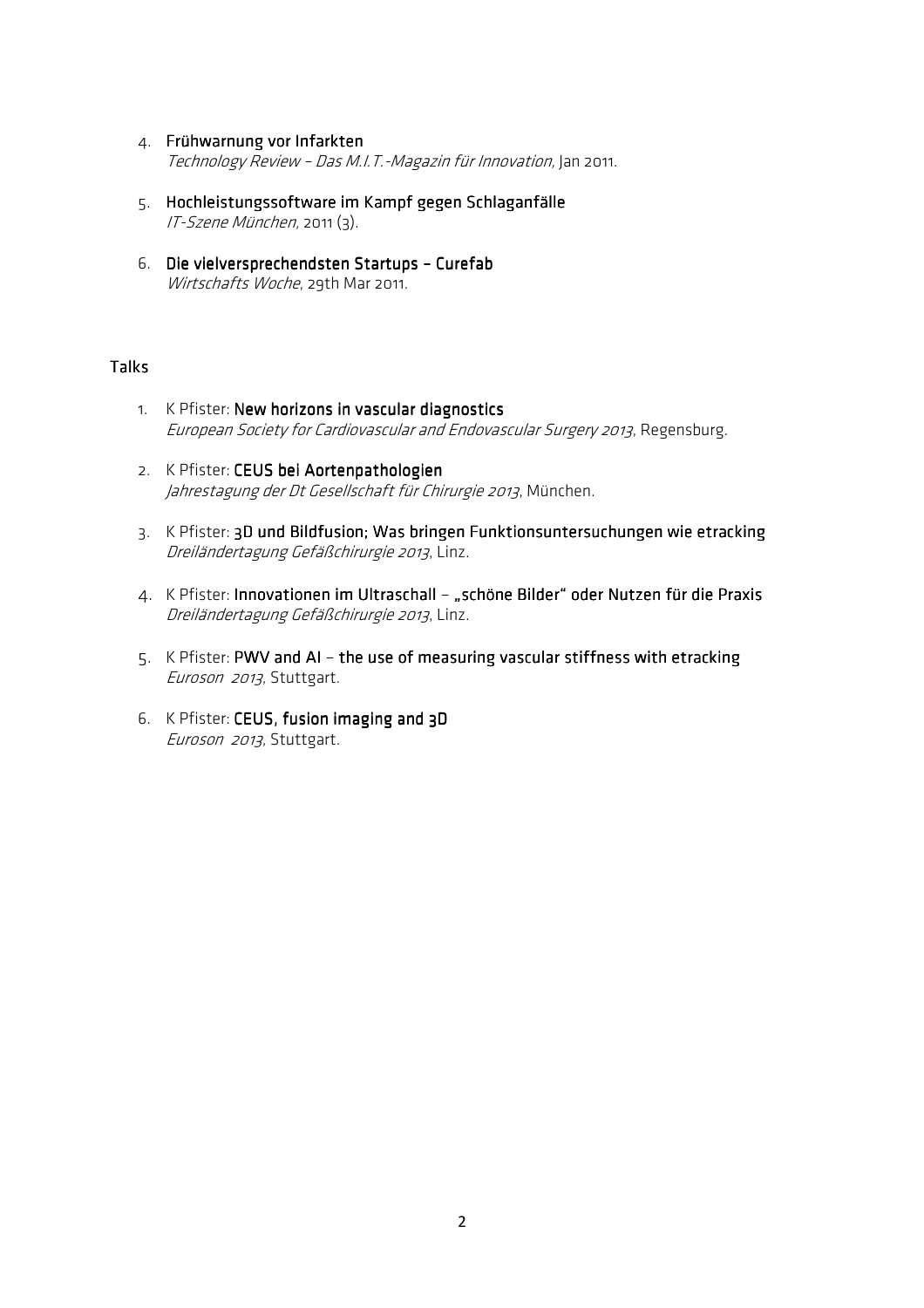4. **Frühwarnung vor Infarkten**
   *Technology Review – Das M.I.T.-Magazin für Innovation,* Jan 2011.

5. **Hochleistungssoftware im Kampf gegen Schlaganfälle**
   *IT-Szene München,* 2011 (3).

6. **Die vielversprechendsten Startups – Curefab**
   *Wirtschafts Woche*, 29th Mar 2011.

## Talks

1. K Pfister: **New horizons in vascular diagnostics**
   *European Society for Cardiovascular and Endovascular Surgery 2013*, Regensburg.

2. K Pfister: **CEUS bei Aortenpathologien**
   *Jahrestagung der Dt Gesellschaft für Chirurgie 2013*, München.

3. K Pfister: **3D und Bildfusion; Was bringen Funktionsuntersuchungen wie etracking**
   *Dreiländertagung Gefäßchirurgie 2013*, Linz.

4. K Pfister: **Innovationen im Ultraschall – „schöne Bilder" oder Nutzen für die Praxis**
   *Dreiländertagung Gefäßchirurgie 2013*, Linz.

5. K Pfister: **PWV and AI – the use of measuring vascular stiffness with etracking**
   *Euroson 2013*, Stuttgart.

6. K Pfister: **CEUS, fusion imaging and 3D**
   *Euroson 2013*, Stuttgart.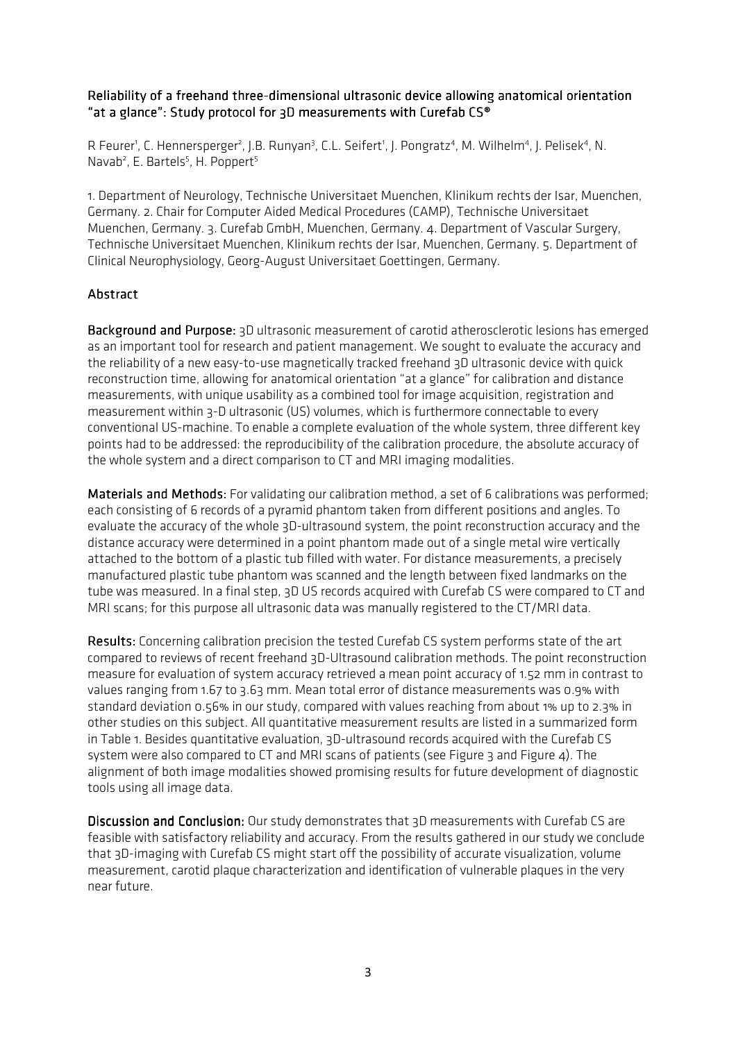# Reliability of a freehand three-dimensional ultrasonic device allowing anatomical orientation "at a glance": Study protocol for 3D measurements with Curefab CS®

R Feurer[1], C. Hennersperger[2], J.B. Runyan[3], C.L. Seifert[1], J. Pongratz[4], M. Wilhelm[4], J. Pelisek[4], N. Navab[2], E. Bartels[5], H. Poppert[5]

1. Department of Neurology, Technische Universitaet Muenchen, Klinikum rechts der Isar, Muenchen, Germany. 2. Chair for Computer Aided Medical Procedures (CAMP), Technische Universitaet Muenchen, Germany. 3. Curefab GmbH, Muenchen, Germany. 4. Department of Vascular Surgery, Technische Universitaet Muenchen, Klinikum rechts der Isar, Muenchen, Germany. 5. Department of Clinical Neurophysiology, Georg-August Universitaet Goettingen, Germany.

## Abstract

**Background and Purpose:** 3D ultrasonic measurement of carotid atherosclerotic lesions has emerged as an important tool for research and patient management. We sought to evaluate the accuracy and the reliability of a new easy-to-use magnetically tracked freehand 3D ultrasonic device with quick reconstruction time, allowing for anatomical orientation "at a glance" for calibration and distance measurements, with unique usability as a combined tool for image acquisition, registration and measurement within 3-D ultrasonic (US) volumes, which is furthermore connectable to every conventional US-machine. To enable a complete evaluation of the whole system, three different key points had to be addressed: the reproducibility of the calibration procedure, the absolute accuracy of the whole system and a direct comparison to CT and MRI imaging modalities.

**Materials and Methods:** For validating our calibration method, a set of 6 calibrations was performed; each consisting of 6 records of a pyramid phantom taken from different positions and angles. To evaluate the accuracy of the whole 3D-ultrasound system, the point reconstruction accuracy and the distance accuracy were determined in a point phantom made out of a single metal wire vertically attached to the bottom of a plastic tub filled with water. For distance measurements, a precisely manufactured plastic tube phantom was scanned and the length between fixed landmarks on the tube was measured. In a final step, 3D US records acquired with Curefab CS were compared to CT and MRI scans; for this purpose all ultrasonic data was manually registered to the CT/MRI data.

**Results:** Concerning calibration precision the tested Curefab CS system performs state of the art compared to reviews of recent freehand 3D-Ultrasound calibration methods. The point reconstruction measure for evaluation of system accuracy retrieved a mean point accuracy of 1.52 mm in contrast to values ranging from 1.67 to 3.63 mm. Mean total error of distance measurements was 0.9% with standard deviation 0.56% in our study, compared with values reaching from about 1% up to 2.3% in other studies on this subject. All quantitative measurement results are listed in a summarized form in Table 1. Besides quantitative evaluation, 3D-ultrasound records acquired with the Curefab CS system were also compared to CT and MRI scans of patients (see Figure 3 and Figure 4). The alignment of both image modalities showed promising results for future development of diagnostic tools using all image data.

**Discussion and Conclusion:** Our study demonstrates that 3D measurements with Curefab CS are feasible with satisfactory reliability and accuracy. From the results gathered in our study we conclude that 3D-imaging with Curefab CS might start off the possibility of accurate visualization, volume measurement, carotid plaque characterization and identification of vulnerable plaques in the very near future.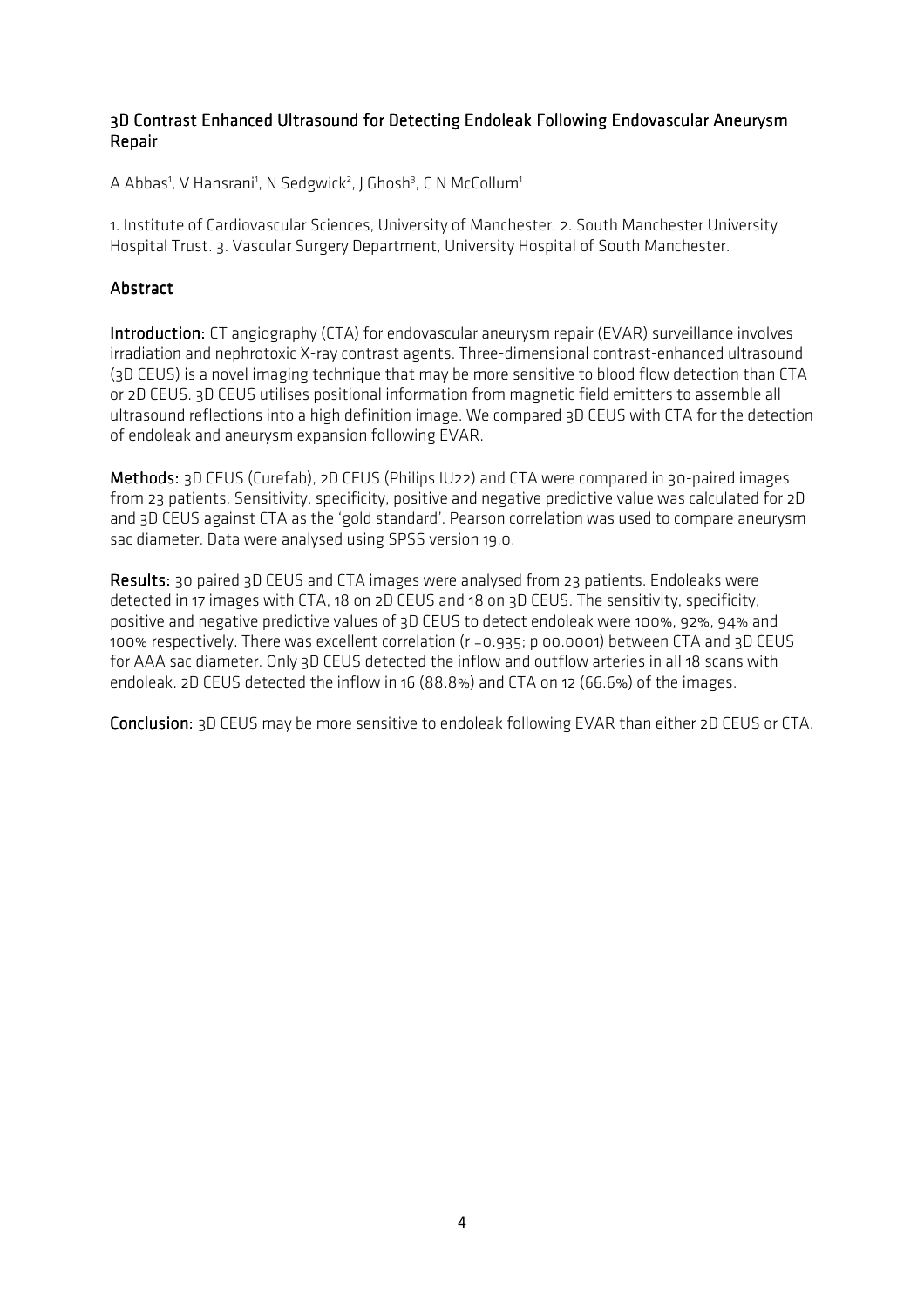## 3D Contrast Enhanced Ultrasound for Detecting Endoleak Following Endovascular Aneurysm Repair

A Abbas[1], V Hansrani[1], N Sedgwick[2], J Ghosh[3], C N McCollum[1]

1. Institute of Cardiovascular Sciences, University of Manchester. 2. South Manchester University Hospital Trust. 3. Vascular Surgery Department, University Hospital of South Manchester.

## Abstract

**Introduction:** CT angiography (CTA) for endovascular aneurysm repair (EVAR) surveillance involves irradiation and nephrotoxic X-ray contrast agents. Three-dimensional contrast-enhanced ultrasound (3D CEUS) is a novel imaging technique that may be more sensitive to blood flow detection than CTA or 2D CEUS. 3D CEUS utilises positional information from magnetic field emitters to assemble all ultrasound reflections into a high definition image. We compared 3D CEUS with CTA for the detection of endoleak and aneurysm expansion following EVAR.

**Methods:** 3D CEUS (Curefab), 2D CEUS (Philips IU22) and CTA were compared in 30-paired images from 23 patients. Sensitivity, specificity, positive and negative predictive value was calculated for 2D and 3D CEUS against CTA as the 'gold standard'. Pearson correlation was used to compare aneurysm sac diameter. Data were analysed using SPSS version 19.0.

**Results:** 30 paired 3D CEUS and CTA images were analysed from 23 patients. Endoleaks were detected in 17 images with CTA, 18 on 2D CEUS and 18 on 3D CEUS. The sensitivity, specificity, positive and negative predictive values of 3D CEUS to detect endoleak were 100%, 92%, 94% and 100% respectively. There was excellent correlation ($r = 0.935$; p 00.0001) between CTA and 3D CEUS for AAA sac diameter. Only 3D CEUS detected the inflow and outflow arteries in all 18 scans with endoleak. 2D CEUS detected the inflow in 16 (88.8%) and CTA on 12 (66.6%) of the images.

**Conclusion:** 3D CEUS may be more sensitive to endoleak following EVAR than either 2D CEUS or CTA.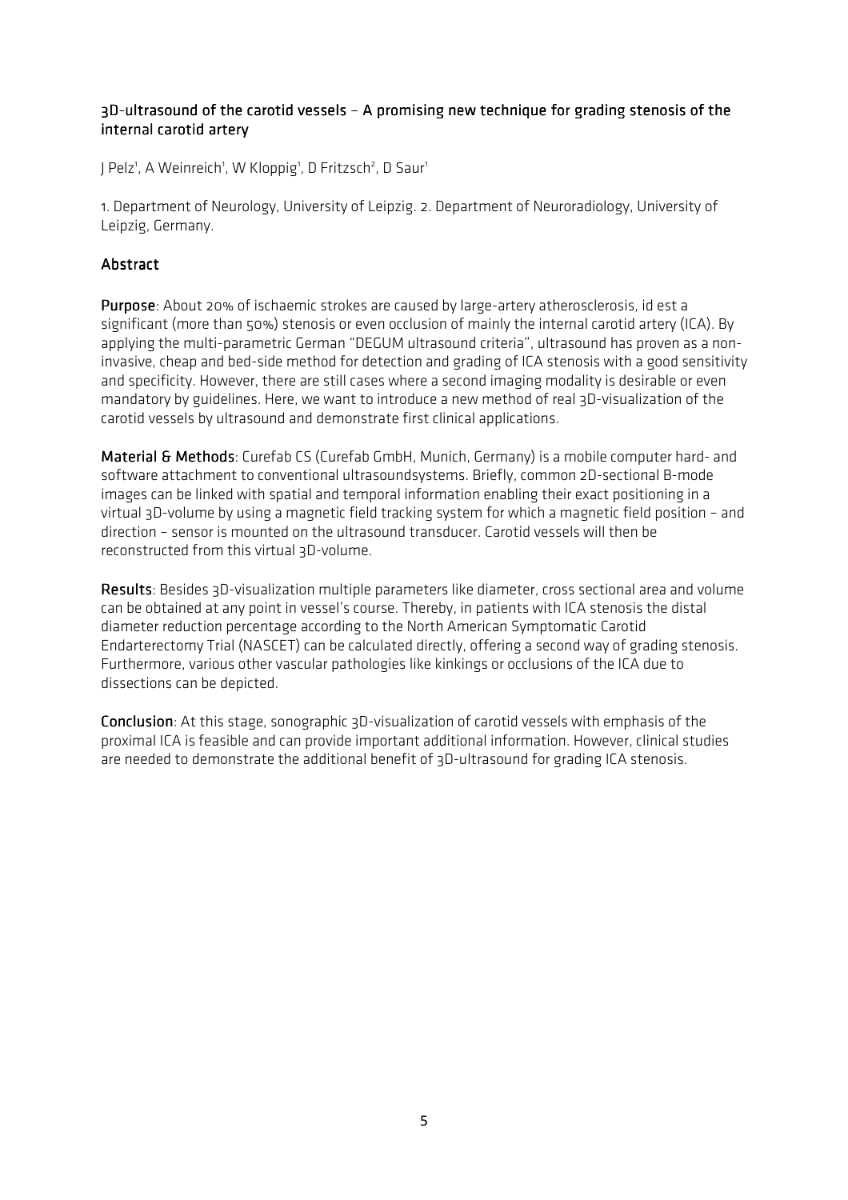## 3D-ultrasound of the carotid vessels – A promising new technique for grading stenosis of the internal carotid artery

J Pelz[1], A Weinreich[1], W Kloppig[1], D Fritzsch[2], D Saur[1]

1. Department of Neurology, University of Leipzig. 2. Department of Neuroradiology, University of Leipzig, Germany.

### Abstract

**Purpose**: About 20% of ischaemic strokes are caused by large-artery atherosclerosis, id est a significant (more than 50%) stenosis or even occlusion of mainly the internal carotid artery (ICA). By applying the multi-parametric German "DEGUM ultrasound criteria", ultrasound has proven as a non-invasive, cheap and bed-side method for detection and grading of ICA stenosis with a good sensitivity and specificity. However, there are still cases where a second imaging modality is desirable or even mandatory by guidelines. Here, we want to introduce a new method of real 3D-visualization of the carotid vessels by ultrasound and demonstrate first clinical applications.

**Material & Methods**: Curefab CS (Curefab GmbH, Munich, Germany) is a mobile computer hard- and software attachment to conventional ultrasoundsystems. Briefly, common 2D-sectional B-mode images can be linked with spatial and temporal information enabling their exact positioning in a virtual 3D-volume by using a magnetic field tracking system for which a magnetic field position – and direction – sensor is mounted on the ultrasound transducer. Carotid vessels will then be reconstructed from this virtual 3D-volume.

**Results**: Besides 3D-visualization multiple parameters like diameter, cross sectional area and volume can be obtained at any point in vessel's course. Thereby, in patients with ICA stenosis the distal diameter reduction percentage according to the North American Symptomatic Carotid Endarterectomy Trial (NASCET) can be calculated directly, offering a second way of grading stenosis. Furthermore, various other vascular pathologies like kinkings or occlusions of the ICA due to dissections can be depicted.

**Conclusion**: At this stage, sonographic 3D-visualization of carotid vessels with emphasis of the proximal ICA is feasible and can provide important additional information. However, clinical studies are needed to demonstrate the additional benefit of 3D-ultrasound for grading ICA stenosis.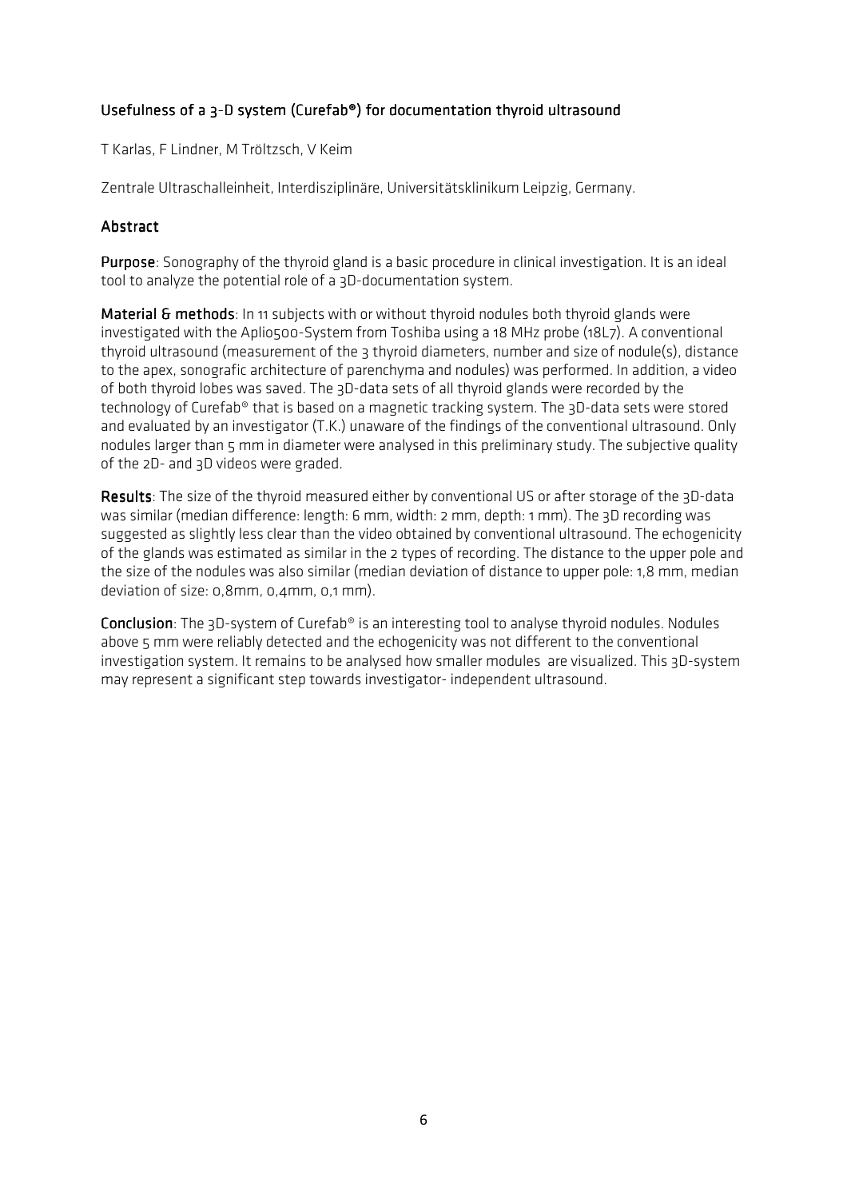## Usefulness of a 3-D system (Curefab®) for documentation thyroid ultrasound

T Karlas, F Lindner, M Tröltzsch, V Keim

Zentrale Ultraschalleinheit, Interdisziplinäre, Universitätsklinikum Leipzig, Germany.

## Abstract

**Purpose**: Sonography of the thyroid gland is a basic procedure in clinical investigation. It is an ideal tool to analyze the potential role of a 3D-documentation system.

**Material & methods**: In 11 subjects with or without thyroid nodules both thyroid glands were investigated with the Aplio500-System from Toshiba using a 18 MHz probe (18L7). A conventional thyroid ultrasound (measurement of the 3 thyroid diameters, number and size of nodule(s), distance to the apex, sonografic architecture of parenchyma and nodules) was performed. In addition, a video of both thyroid lobes was saved. The 3D-data sets of all thyroid glands were recorded by the technology of Curefab® that is based on a magnetic tracking system. The 3D-data sets were stored and evaluated by an investigator (T.K.) unaware of the findings of the conventional ultrasound. Only nodules larger than 5 mm in diameter were analysed in this preliminary study. The subjective quality of the 2D- and 3D videos were graded.

**Results**: The size of the thyroid measured either by conventional US or after storage of the 3D-data was similar (median difference: length: 6 mm, width: 2 mm, depth: 1 mm). The 3D recording was suggested as slightly less clear than the video obtained by conventional ultrasound. The echogenicity of the glands was estimated as similar in the 2 types of recording. The distance to the upper pole and the size of the nodules was also similar (median deviation of distance to upper pole: 1,8 mm, median deviation of size: 0,8mm, 0,4mm, 0,1 mm).

**Conclusion**: The 3D-system of Curefab® is an interesting tool to analyse thyroid nodules. Nodules above 5 mm were reliably detected and the echogenicity was not different to the conventional investigation system. It remains to be analysed how smaller modules are visualized. This 3D-system may represent a significant step towards investigator- independent ultrasound.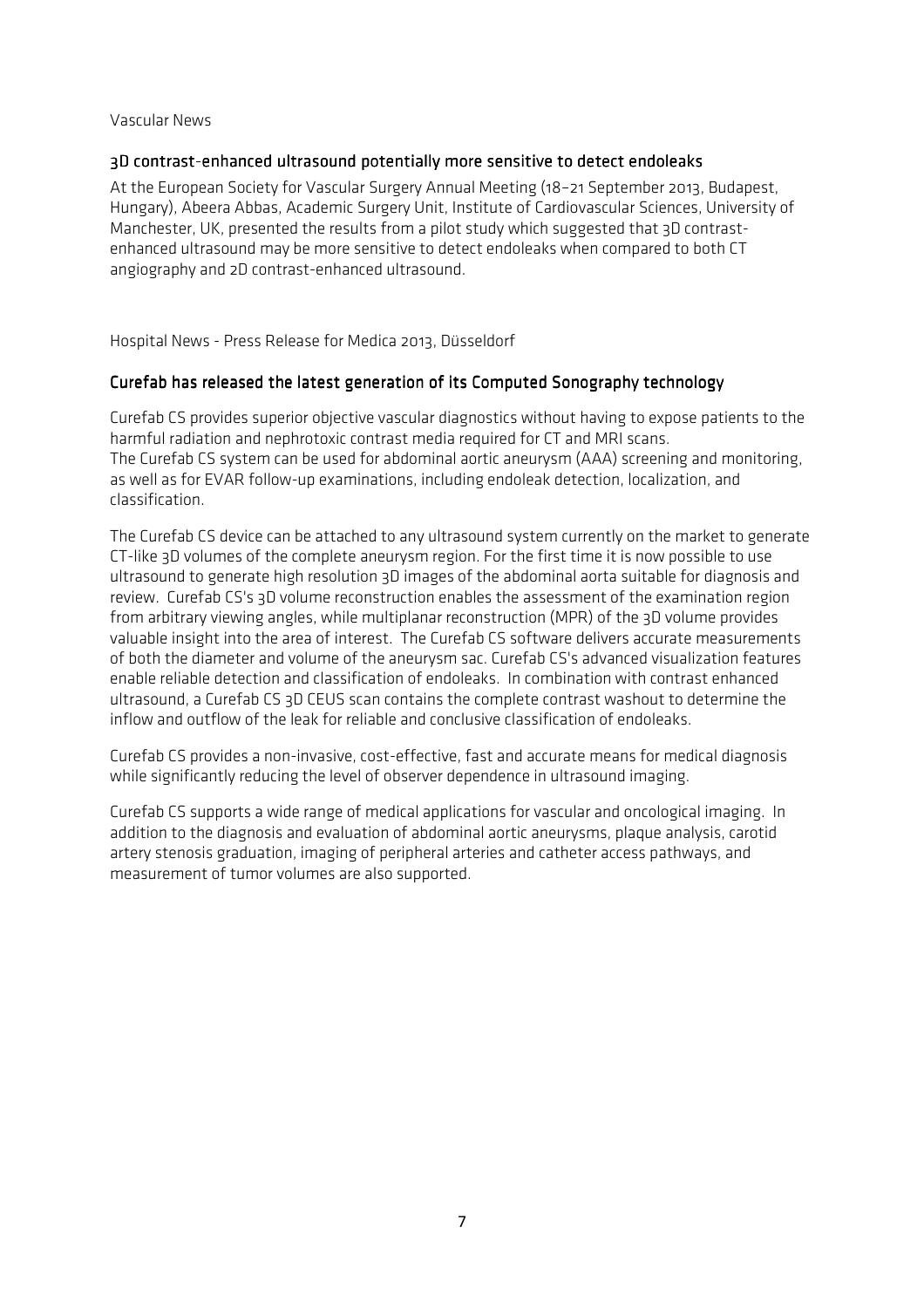Vascular News

## 3D contrast-enhanced ultrasound potentially more sensitive to detect endoleaks

At the European Society for Vascular Surgery Annual Meeting (18–21 September 2013, Budapest, Hungary), Abeera Abbas, Academic Surgery Unit, Institute of Cardiovascular Sciences, University of Manchester, UK, presented the results from a pilot study which suggested that 3D contrast-enhanced ultrasound may be more sensitive to detect endoleaks when compared to both CT angiography and 2D contrast-enhanced ultrasound.

Hospital News - Press Release for Medica 2013, Düsseldorf

## Curefab has released the latest generation of its Computed Sonography technology

Curefab CS provides superior objective vascular diagnostics without having to expose patients to the harmful radiation and nephrotoxic contrast media required for CT and MRI scans.
The Curefab CS system can be used for abdominal aortic aneurysm (AAA) screening and monitoring, as well as for EVAR follow-up examinations, including endoleak detection, localization, and classification.

The Curefab CS device can be attached to any ultrasound system currently on the market to generate CT-like 3D volumes of the complete aneurysm region. For the first time it is now possible to use ultrasound to generate high resolution 3D images of the abdominal aorta suitable for diagnosis and review. Curefab CS's 3D volume reconstruction enables the assessment of the examination region from arbitrary viewing angles, while multiplanar reconstruction (MPR) of the 3D volume provides valuable insight into the area of interest. The Curefab CS software delivers accurate measurements of both the diameter and volume of the aneurysm sac. Curefab CS's advanced visualization features enable reliable detection and classification of endoleaks. In combination with contrast enhanced ultrasound, a Curefab CS 3D CEUS scan contains the complete contrast washout to determine the inflow and outflow of the leak for reliable and conclusive classification of endoleaks.

Curefab CS provides a non-invasive, cost-effective, fast and accurate means for medical diagnosis while significantly reducing the level of observer dependence in ultrasound imaging.

Curefab CS supports a wide range of medical applications for vascular and oncological imaging. In addition to the diagnosis and evaluation of abdominal aortic aneurysms, plaque analysis, carotid artery stenosis graduation, imaging of peripheral arteries and catheter access pathways, and measurement of tumor volumes are also supported.